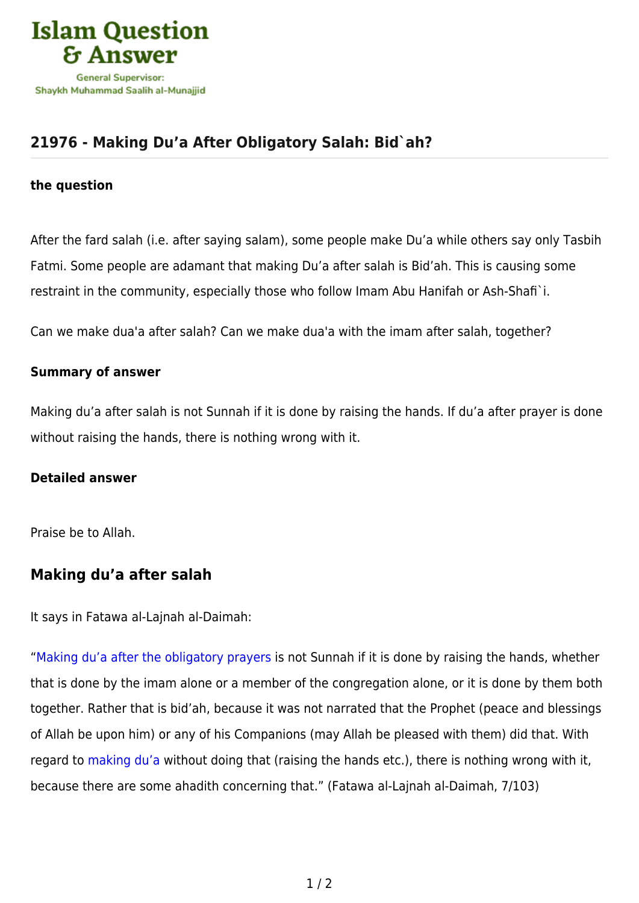Islam Question & Answer

General Supervisor: Shaykh Muhammad Saalih al-Munajjid

## 21976 - Making Du'a After Obligatory Salah: Bid`ah?

### the question

After the fard salah (i.e. after saying salam), some people make Du'a while others say only Tasbih Fatmi. Some people are adamant that making Du'a after salah is Bid'ah. This is causing some restraint in the community, especially those who follow Imam Abu Hanifah or Ash-Shafi`i.

Can we make dua'a after salah? Can we make dua'a with the imam after salah, together?

### Summary of answer

Making du'a after salah is not Sunnah if it is done by raising the hands. If du'a after prayer is done without raising the hands, there is nothing wrong with it.

### Detailed answer

Praise be to Allah.

## Making du'a after salah

It says in Fatawa al-Lajnah al-Daimah:

"Making du'a after the obligatory prayers is not Sunnah if it is done by raising the hands, whether that is done by the imam alone or a member of the congregation alone, or it is done by them both together. Rather that is bid'ah, because it was not narrated that the Prophet (peace and blessings of Allah be upon him) or any of his Companions (may Allah be pleased with them) did that. With regard to making du'a without doing that (raising the hands etc.), there is nothing wrong with it, because there are some ahadith concerning that." (Fatawa al-Lajnah al-Daimah, 7/103)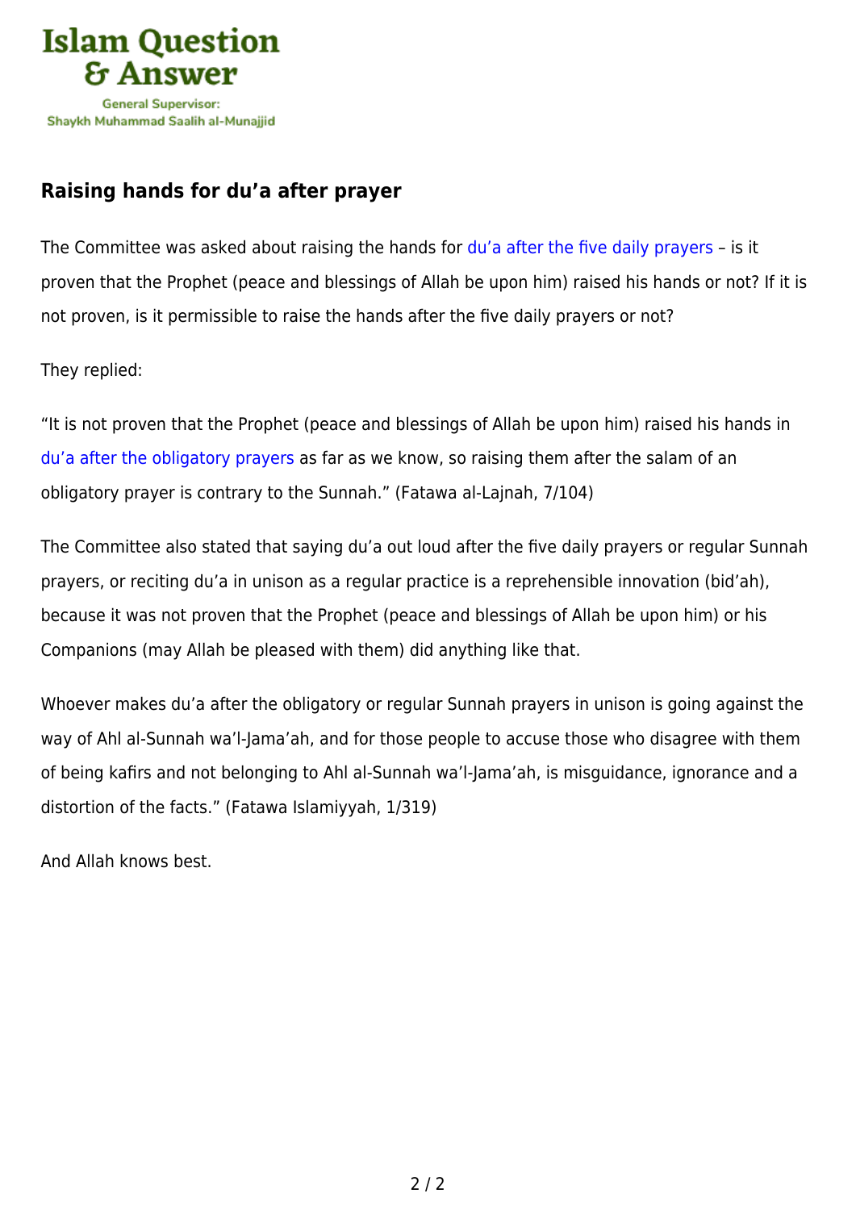## Raising hands for du'a after prayer

The Committee was asked about raising the hands for du'a after the five daily prayers – is it proven that the Prophet (peace and blessings of Allah be upon him) raised his hands or not? If it is not proven, is it permissible to raise the hands after the five daily prayers or not?

They replied:

"It is not proven that the Prophet (peace and blessings of Allah be upon him) raised his hands in du'a after the obligatory prayers as far as we know, so raising them after the salam of an obligatory prayer is contrary to the Sunnah." (Fatawa al-Lajnah, 7/104)

The Committee also stated that saying du'a out loud after the five daily prayers or regular Sunnah prayers, or reciting du'a in unison as a regular practice is a reprehensible innovation (bid'ah), because it was not proven that the Prophet (peace and blessings of Allah be upon him) or his Companions (may Allah be pleased with them) did anything like that.

Whoever makes du'a after the obligatory or regular Sunnah prayers in unison is going against the way of Ahl al-Sunnah wa'l-Jama'ah, and for those people to accuse those who disagree with them of being kafirs and not belonging to Ahl al-Sunnah wa'l-Jama'ah, is misguidance, ignorance and a distortion of the facts." (Fatawa Islamiyyah, 1/319)

And Allah knows best.